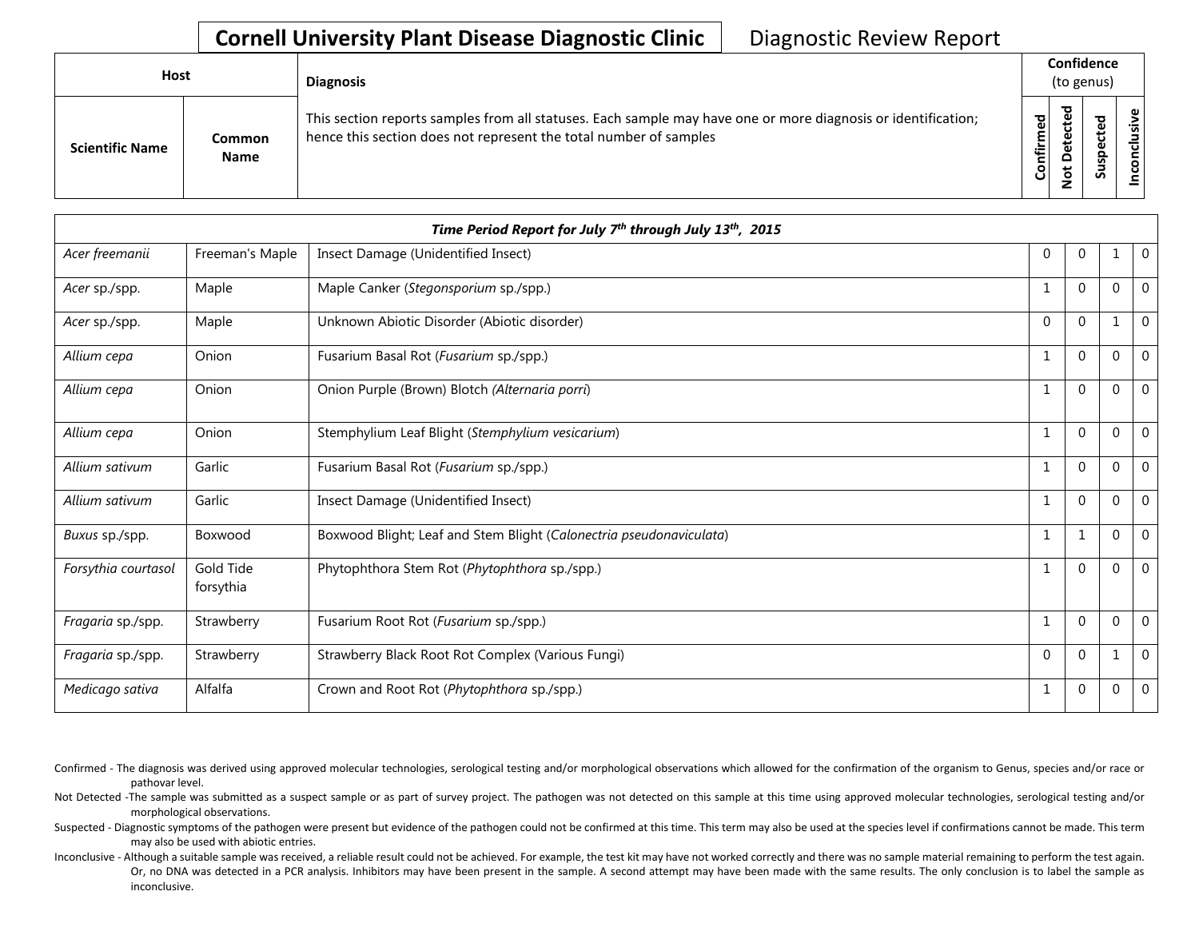# Cornell University Plant Disease Diagnostic Clinic — Diagnostic Review Report

| Host | | Diagnosis | Confidence (to genus) | | | |
|---|---|---|---|---|---|---|
| **Scientific Name** | **Common Name** | This section reports samples from all statuses. Each sample may have one or more diagnosis or identification; hence this section does not represent the total number of samples | **Confirmed** | **Not Detected** | **Suspected** | **Inconclusive** |
| ***Time Period Report for July 7th through July 13th, 2015*** | | | | | | |
| *Acer freemanii* | Freeman's Maple | Insect Damage (Unidentified Insect) | 0 | 0 | 1 | 0 |
| *Acer* sp./spp. | Maple | Maple Canker (*Stegonsporium* sp./spp.) | 1 | 0 | 0 | 0 |
| *Acer* sp./spp. | Maple | Unknown Abiotic Disorder (Abiotic disorder) | 0 | 0 | 1 | 0 |
| *Allium cepa* | Onion | Fusarium Basal Rot (*Fusarium* sp./spp.) | 1 | 0 | 0 | 0 |
| *Allium cepa* | Onion | Onion Purple (Brown) Blotch (*Alternaria porri*) | 1 | 0 | 0 | 0 |
| *Allium cepa* | Onion | Stemphylium Leaf Blight (*Stemphylium vesicarium*) | 1 | 0 | 0 | 0 |
| *Allium sativum* | Garlic | Fusarium Basal Rot (*Fusarium* sp./spp.) | 1 | 0 | 0 | 0 |
| *Allium sativum* | Garlic | Insect Damage (Unidentified Insect) | 1 | 0 | 0 | 0 |
| *Buxus* sp./spp. | Boxwood | Boxwood Blight; Leaf and Stem Blight (*Calonectria pseudonaviculata*) | 1 | 1 | 0 | 0 |
| *Forsythia courtasol* | Gold Tide forsythia | Phytophthora Stem Rot (*Phytophthora* sp./spp.) | 1 | 0 | 0 | 0 |
| *Fragaria* sp./spp. | Strawberry | Fusarium Root Rot (*Fusarium* sp./spp.) | 1 | 0 | 0 | 0 |
| *Fragaria* sp./spp. | Strawberry | Strawberry Black Root Rot Complex (Various Fungi) | 0 | 0 | 1 | 0 |
| *Medicago sativa* | Alfalfa | Crown and Root Rot (*Phytophthora* sp./spp.) | 1 | 0 | 0 | 0 |

Confirmed - The diagnosis was derived using approved molecular technologies, serological testing and/or morphological observations which allowed for the confirmation of the organism to Genus, species and/or race or pathovar level.

Not Detected -The sample was submitted as a suspect sample or as part of survey project. The pathogen was not detected on this sample at this time using approved molecular technologies, serological testing and/or morphological observations.

Suspected - Diagnostic symptoms of the pathogen were present but evidence of the pathogen could not be confirmed at this time. This term may also be used at the species level if confirmations cannot be made. This term may also be used with abiotic entries.

Inconclusive - Although a suitable sample was received, a reliable result could not be achieved. For example, the test kit may have not worked correctly and there was no sample material remaining to perform the test again. Or, no DNA was detected in a PCR analysis. Inhibitors may have been present in the sample. A second attempt may have been made with the same results. The only conclusion is to label the sample as inconclusive.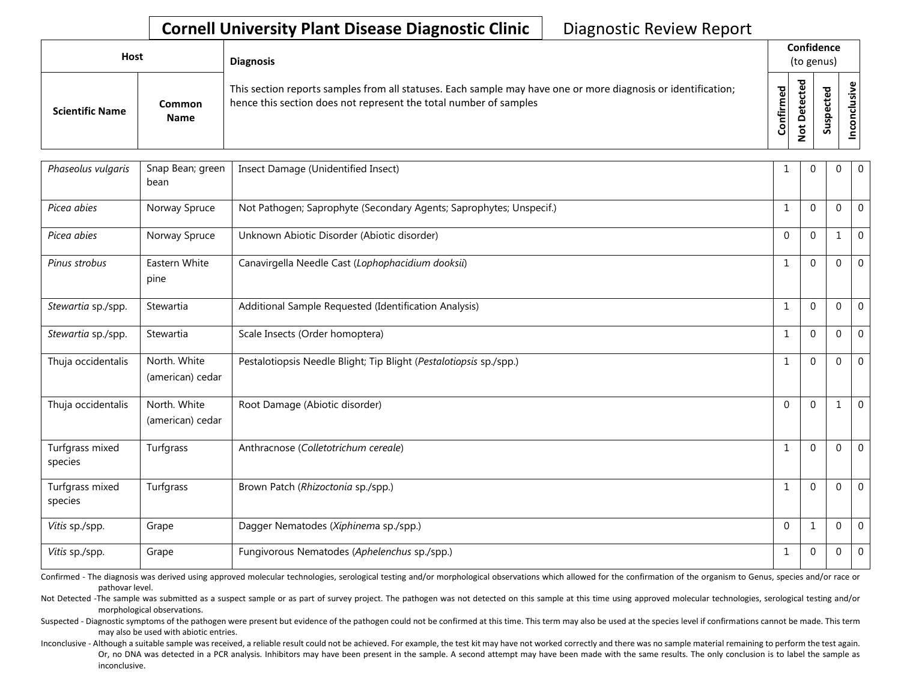**Cornell University Plant Disease Diagnostic Clinic** Diagnostic Review Report

| Host | | Diagnosis | Confidence (to genus) | | | |
|---|---|---|---|---|---|---|
| Scientific Name | Common Name | This section reports samples from all statuses. Each sample may have one or more diagnosis or identification; hence this section does not represent the total number of samples | Confirmed | Not Detected | Suspected | Inconclusive |
| *Phaseolus vulgaris* | Snap Bean; green bean | Insect Damage (Unidentified Insect) | 1 | 0 | 0 | 0 |
| *Picea abies* | Norway Spruce | Not Pathogen; Saprophyte (Secondary Agents; Saprophytes; Unspecif.) | 1 | 0 | 0 | 0 |
| *Picea abies* | Norway Spruce | Unknown Abiotic Disorder (Abiotic disorder) | 0 | 0 | 1 | 0 |
| *Pinus strobus* | Eastern White pine | Canavirgella Needle Cast (*Lophophacidium dooksii*) | 1 | 0 | 0 | 0 |
| *Stewartia* sp./spp. | Stewartia | Additional Sample Requested (Identification Analysis) | 1 | 0 | 0 | 0 |
| *Stewartia* sp./spp. | Stewartia | Scale Insects (Order homoptera) | 1 | 0 | 0 | 0 |
| Thuja occidentalis | North. White (american) cedar | Pestalotiopsis Needle Blight; Tip Blight (*Pestalotiopsis* sp./spp.) | 1 | 0 | 0 | 0 |
| Thuja occidentalis | North. White (american) cedar | Root Damage (Abiotic disorder) | 0 | 0 | 1 | 0 |
| Turfgrass mixed species | Turfgrass | Anthracnose (*Colletotrichum cereale*) | 1 | 0 | 0 | 0 |
| Turfgrass mixed species | Turfgrass | Brown Patch (*Rhizoctonia* sp./spp.) | 1 | 0 | 0 | 0 |
| *Vitis* sp./spp. | Grape | Dagger Nematodes (*Xiphinema* sp./spp.) | 0 | 1 | 0 | 0 |
| *Vitis* sp./spp. | Grape | Fungivorous Nematodes (*Aphelenchus* sp./spp.) | 1 | 0 | 0 | 0 |

Confirmed - The diagnosis was derived using approved molecular technologies, serological testing and/or morphological observations which allowed for the confirmation of the organism to Genus, species and/or race or pathovar level.

Not Detected -The sample was submitted as a suspect sample or as part of survey project. The pathogen was not detected on this sample at this time using approved molecular technologies, serological testing and/or morphological observations.

Suspected - Diagnostic symptoms of the pathogen were present but evidence of the pathogen could not be confirmed at this time. This term may also be used at the species level if confirmations cannot be made. This term may also be used with abiotic entries.

Inconclusive - Although a suitable sample was received, a reliable result could not be achieved. For example, the test kit may have not worked correctly and there was no sample material remaining to perform the test again. Or, no DNA was detected in a PCR analysis. Inhibitors may have been present in the sample. A second attempt may have been made with the same results. The only conclusion is to label the sample as inconclusive.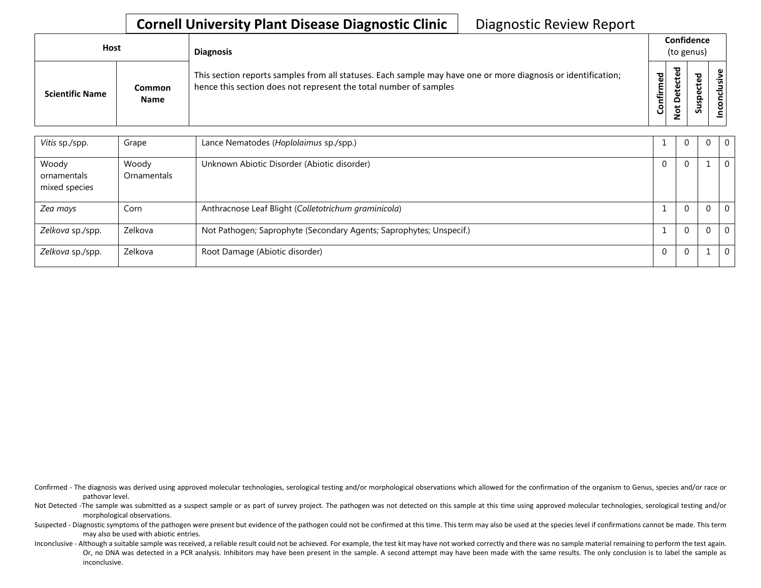**Cornell University Plant Disease Diagnostic Clinic** Diagnostic Review Report

| Host | | Diagnosis | Confidence (to genus) | | | |
|---|---|---|---|---|---|---|
| Scientific Name | Common Name | This section reports samples from all statuses. Each sample may have one or more diagnosis or identification; hence this section does not represent the total number of samples | Confirmed | Not Detected | Suspected | Inconclusive |
| *Vitis* sp./spp. | Grape | Lance Nematodes (*Hoplolaimus* sp./spp.) | 1 | 0 | 0 | 0 |
| Woody ornamentals mixed species | Woody Ornamentals | Unknown Abiotic Disorder (Abiotic disorder) | 0 | 0 | 1 | 0 |
| *Zea mays* | Corn | Anthracnose Leaf Blight (*Colletotrichum graminicola*) | 1 | 0 | 0 | 0 |
| *Zelkova* sp./spp. | Zelkova | Not Pathogen; Saprophyte (Secondary Agents; Saprophytes; Unspecif.) | 1 | 0 | 0 | 0 |
| *Zelkova* sp./spp. | Zelkova | Root Damage (Abiotic disorder) | 0 | 0 | 1 | 0 |

Confirmed - The diagnosis was derived using approved molecular technologies, serological testing and/or morphological observations which allowed for the confirmation of the organism to Genus, species and/or race or pathovar level.

Not Detected -The sample was submitted as a suspect sample or as part of survey project. The pathogen was not detected on this sample at this time using approved molecular technologies, serological testing and/or morphological observations.

Suspected - Diagnostic symptoms of the pathogen were present but evidence of the pathogen could not be confirmed at this time. This term may also be used at the species level if confirmations cannot be made. This term may also be used with abiotic entries.

Inconclusive - Although a suitable sample was received, a reliable result could not be achieved. For example, the test kit may have not worked correctly and there was no sample material remaining to perform the test again. Or, no DNA was detected in a PCR analysis. Inhibitors may have been present in the sample. A second attempt may have been made with the same results. The only conclusion is to label the sample as inconclusive.